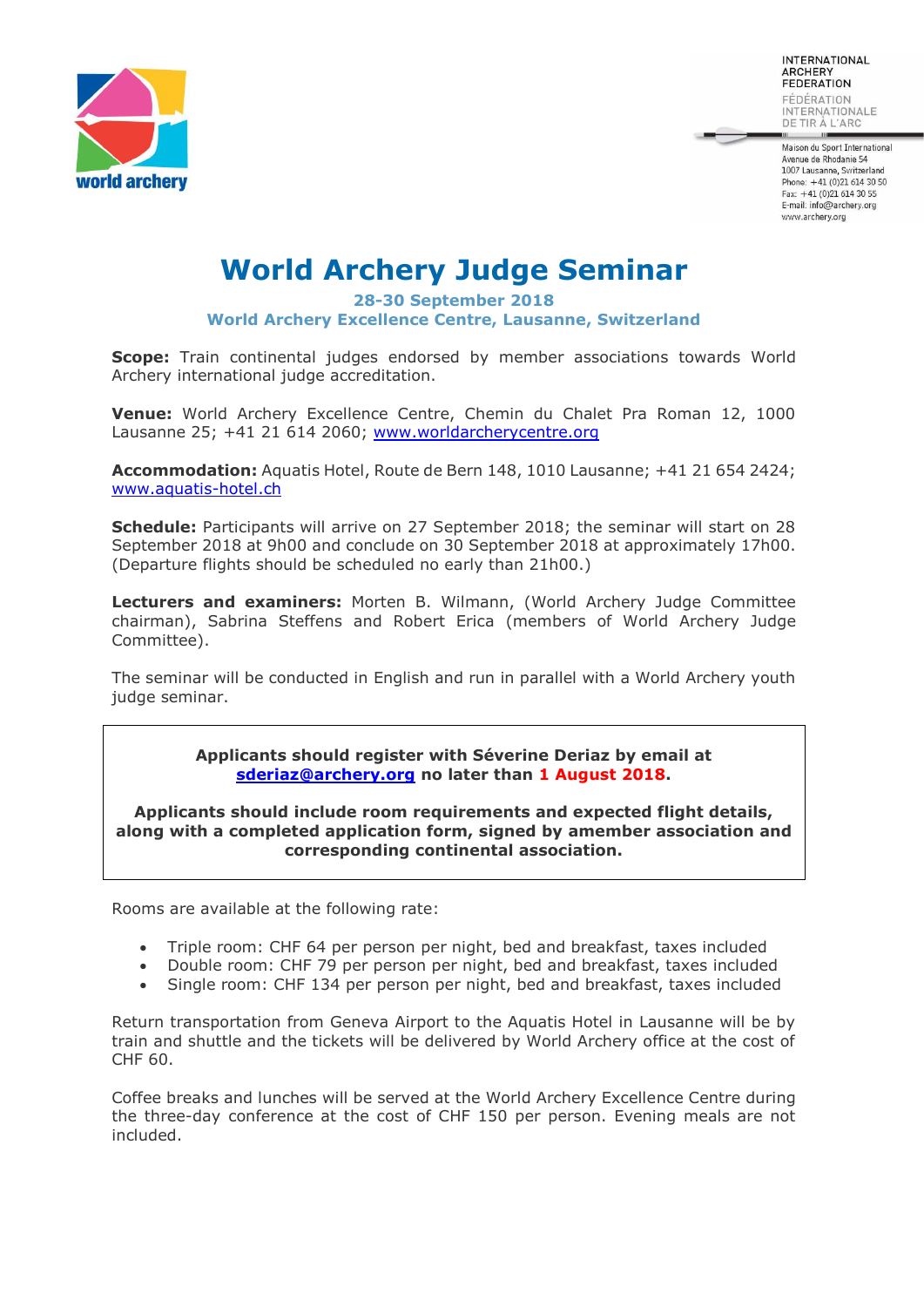world archery

INTERNATIONAL ARCHERY FEDERATION
FÉDÉRATION INTERNATIONALE DE TIR À L'ARC

Maison du Sport International
Avenue de Rhodanie 54
1007 Lausanne, Switzerland
Phone: +41 (0)21 614 30 50
Fax: +41 (0)21 614 30 55
E-mail: info@archery.org
www.archery.org

# World Archery Judge Seminar

**28-30 September 2018**
**World Archery Excellence Centre, Lausanne, Switzerland**

**Scope:** Train continental judges endorsed by member associations towards World Archery international judge accreditation.

**Venue:** World Archery Excellence Centre, Chemin du Chalet Pra Roman 12, 1000 Lausanne 25; +41 21 614 2060; www.worldarcherycentre.org

**Accommodation:** Aquatis Hotel, Route de Bern 148, 1010 Lausanne; +41 21 654 2424; www.aquatis-hotel.ch

**Schedule:** Participants will arrive on 27 September 2018; the seminar will start on 28 September 2018 at 9h00 and conclude on 30 September 2018 at approximately 17h00. (Departure flights should be scheduled no early than 21h00.)

**Lecturers and examiners:** Morten B. Wilmann, (World Archery Judge Committee chairman), Sabrina Steffens and Robert Erica (members of World Archery Judge Committee).

The seminar will be conducted in English and run in parallel with a World Archery youth judge seminar.

**Applicants should register with Séverine Deriaz by email at sderiaz@archery.org no later than 1 August 2018.**

**Applicants should include room requirements and expected flight details, along with a completed application form, signed by amember association and corresponding continental association.**

Rooms are available at the following rate:

- Triple room: CHF 64 per person per night, bed and breakfast, taxes included
- Double room: CHF 79 per person per night, bed and breakfast, taxes included
- Single room: CHF 134 per person per night, bed and breakfast, taxes included

Return transportation from Geneva Airport to the Aquatis Hotel in Lausanne will be by train and shuttle and the tickets will be delivered by World Archery office at the cost of CHF 60.

Coffee breaks and lunches will be served at the World Archery Excellence Centre during the three-day conference at the cost of CHF 150 per person. Evening meals are not included.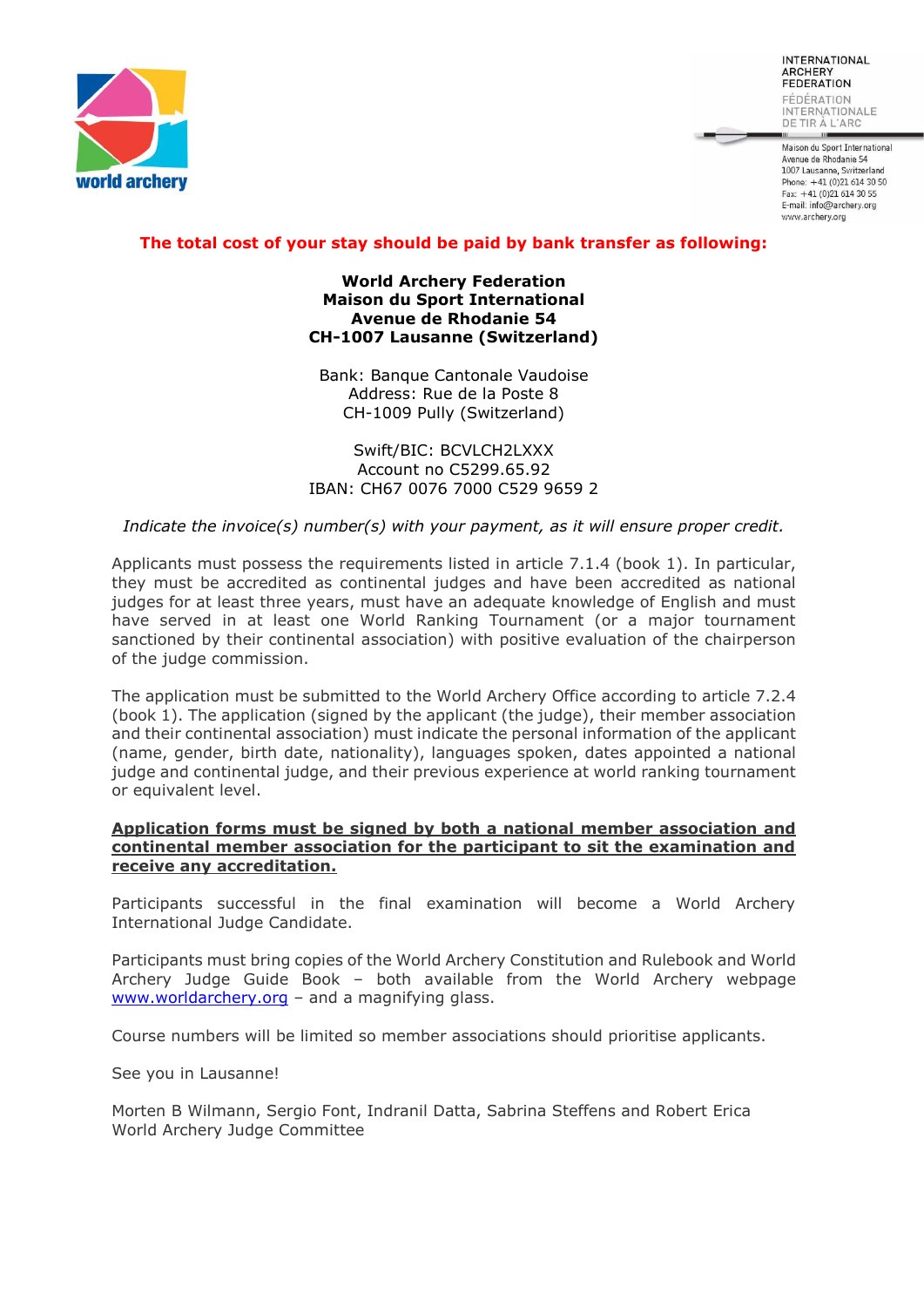**The total cost of your stay should be paid by bank transfer as following:**

**World Archery Federation**
**Maison du Sport International**
**Avenue de Rhodanie 54**
**CH-1007 Lausanne (Switzerland)**

Bank: Banque Cantonale Vaudoise
Address: Rue de la Poste 8
CH-1009 Pully (Switzerland)

Swift/BIC: BCVLCH2LXXX
Account no C5299.65.92
IBAN: CH67 0076 7000 C529 9659 2

*Indicate the invoice(s) number(s) with your payment, as it will ensure proper credit.*

Applicants must possess the requirements listed in article 7.1.4 (book 1). In particular, they must be accredited as continental judges and have been accredited as national judges for at least three years, must have an adequate knowledge of English and must have served in at least one World Ranking Tournament (or a major tournament sanctioned by their continental association) with positive evaluation of the chairperson of the judge commission.

The application must be submitted to the World Archery Office according to article 7.2.4 (book 1). The application (signed by the applicant (the judge), their member association and their continental association) must indicate the personal information of the applicant (name, gender, birth date, nationality), languages spoken, dates appointed a national judge and continental judge, and their previous experience at world ranking tournament or equivalent level.

**Application forms must be signed by both a national member association and continental member association for the participant to sit the examination and receive any accreditation.**

Participants successful in the final examination will become a World Archery International Judge Candidate.

Participants must bring copies of the World Archery Constitution and Rulebook and World Archery Judge Guide Book – both available from the World Archery webpage www.worldarchery.org – and a magnifying glass.

Course numbers will be limited so member associations should prioritise applicants.

See you in Lausanne!

Morten B Wilmann, Sergio Font, Indranil Datta, Sabrina Steffens and Robert Erica
World Archery Judge Committee